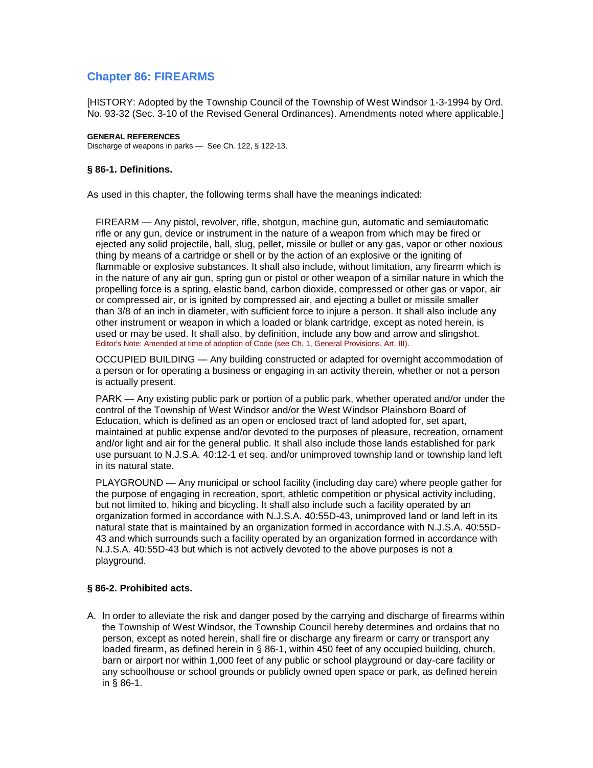# Chapter 86: FIREARMS

[HISTORY: Adopted by the Township Council of the Township of West Windsor 1-3-1994 by Ord. No. 93-32 (Sec. 3-10 of the Revised General Ordinances). Amendments noted where applicable.]

**GENERAL REFERENCES**

Discharge of weapons in parks — See Ch. 122, § 122-13.

### § 86-1. Definitions.

As used in this chapter, the following terms shall have the meanings indicated:

FIREARM — Any pistol, revolver, rifle, shotgun, machine gun, automatic and semiautomatic rifle or any gun, device or instrument in the nature of a weapon from which may be fired or ejected any solid projectile, ball, slug, pellet, missile or bullet or any gas, vapor or other noxious thing by means of a cartridge or shell or by the action of an explosive or the igniting of flammable or explosive substances. It shall also include, without limitation, any firearm which is in the nature of any air gun, spring gun or pistol or other weapon of a similar nature in which the propelling force is a spring, elastic band, carbon dioxide, compressed or other gas or vapor, air or compressed air, or is ignited by compressed air, and ejecting a bullet or missile smaller than 3/8 of an inch in diameter, with sufficient force to injure a person. It shall also include any other instrument or weapon in which a loaded or blank cartridge, except as noted herein, is used or may be used. It shall also, by definition, include any bow and arrow and slingshot.
Editor's Note: Amended at time of adoption of Code (see Ch. 1, General Provisions, Art. III).

OCCUPIED BUILDING — Any building constructed or adapted for overnight accommodation of a person or for operating a business or engaging in an activity therein, whether or not a person is actually present.

PARK — Any existing public park or portion of a public park, whether operated and/or under the control of the Township of West Windsor and/or the West Windsor Plainsboro Board of Education, which is defined as an open or enclosed tract of land adopted for, set apart, maintained at public expense and/or devoted to the purposes of pleasure, recreation, ornament and/or light and air for the general public. It shall also include those lands established for park use pursuant to N.J.S.A. 40:12-1 et seq. and/or unimproved township land or township land left in its natural state.

PLAYGROUND — Any municipal or school facility (including day care) where people gather for the purpose of engaging in recreation, sport, athletic competition or physical activity including, but not limited to, hiking and bicycling. It shall also include such a facility operated by an organization formed in accordance with N.J.S.A. 40:55D-43, unimproved land or land left in its natural state that is maintained by an organization formed in accordance with N.J.S.A. 40:55D-43 and which surrounds such a facility operated by an organization formed in accordance with N.J.S.A. 40:55D-43 but which is not actively devoted to the above purposes is not a playground.

### § 86-2. Prohibited acts.

A. In order to alleviate the risk and danger posed by the carrying and discharge of firearms within the Township of West Windsor, the Township Council hereby determines and ordains that no person, except as noted herein, shall fire or discharge any firearm or carry or transport any loaded firearm, as defined herein in § 86-1, within 450 feet of any occupied building, church, barn or airport nor within 1,000 feet of any public or school playground or day-care facility or any schoolhouse or school grounds or publicly owned open space or park, as defined herein in § 86-1.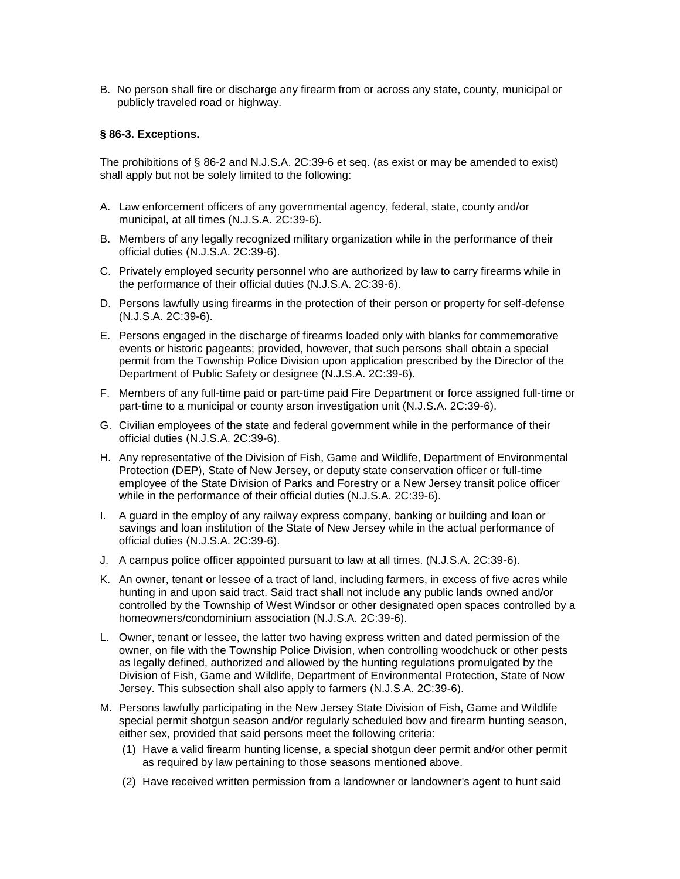B. No person shall fire or discharge any firearm from or across any state, county, municipal or publicly traveled road or highway.

**§ 86-3. Exceptions.**

The prohibitions of § 86-2 and N.J.S.A. 2C:39-6 et seq. (as exist or may be amended to exist) shall apply but not be solely limited to the following:

A. Law enforcement officers of any governmental agency, federal, state, county and/or municipal, at all times (N.J.S.A. 2C:39-6).

B. Members of any legally recognized military organization while in the performance of their official duties (N.J.S.A. 2C:39-6).

C. Privately employed security personnel who are authorized by law to carry firearms while in the performance of their official duties (N.J.S.A. 2C:39-6).

D. Persons lawfully using firearms in the protection of their person or property for self-defense (N.J.S.A. 2C:39-6).

E. Persons engaged in the discharge of firearms loaded only with blanks for commemorative events or historic pageants; provided, however, that such persons shall obtain a special permit from the Township Police Division upon application prescribed by the Director of the Department of Public Safety or designee (N.J.S.A. 2C:39-6).

F. Members of any full-time paid or part-time paid Fire Department or force assigned full-time or part-time to a municipal or county arson investigation unit (N.J.S.A. 2C:39-6).

G. Civilian employees of the state and federal government while in the performance of their official duties (N.J.S.A. 2C:39-6).

H. Any representative of the Division of Fish, Game and Wildlife, Department of Environmental Protection (DEP), State of New Jersey, or deputy state conservation officer or full-time employee of the State Division of Parks and Forestry or a New Jersey transit police officer while in the performance of their official duties (N.J.S.A. 2C:39-6).

I. A guard in the employ of any railway express company, banking or building and loan or savings and loan institution of the State of New Jersey while in the actual performance of official duties (N.J.S.A. 2C:39-6).

J. A campus police officer appointed pursuant to law at all times. (N.J.S.A. 2C:39-6).

K. An owner, tenant or lessee of a tract of land, including farmers, in excess of five acres while hunting in and upon said tract. Said tract shall not include any public lands owned and/or controlled by the Township of West Windsor or other designated open spaces controlled by a homeowners/condominium association (N.J.S.A. 2C:39-6).

L. Owner, tenant or lessee, the latter two having express written and dated permission of the owner, on file with the Township Police Division, when controlling woodchuck or other pests as legally defined, authorized and allowed by the hunting regulations promulgated by the Division of Fish, Game and Wildlife, Department of Environmental Protection, State of Now Jersey. This subsection shall also apply to farmers (N.J.S.A. 2C:39-6).

M. Persons lawfully participating in the New Jersey State Division of Fish, Game and Wildlife special permit shotgun season and/or regularly scheduled bow and firearm hunting season, either sex, provided that said persons meet the following criteria:

   (1) Have a valid firearm hunting license, a special shotgun deer permit and/or other permit as required by law pertaining to those seasons mentioned above.

   (2) Have received written permission from a landowner or landowner's agent to hunt said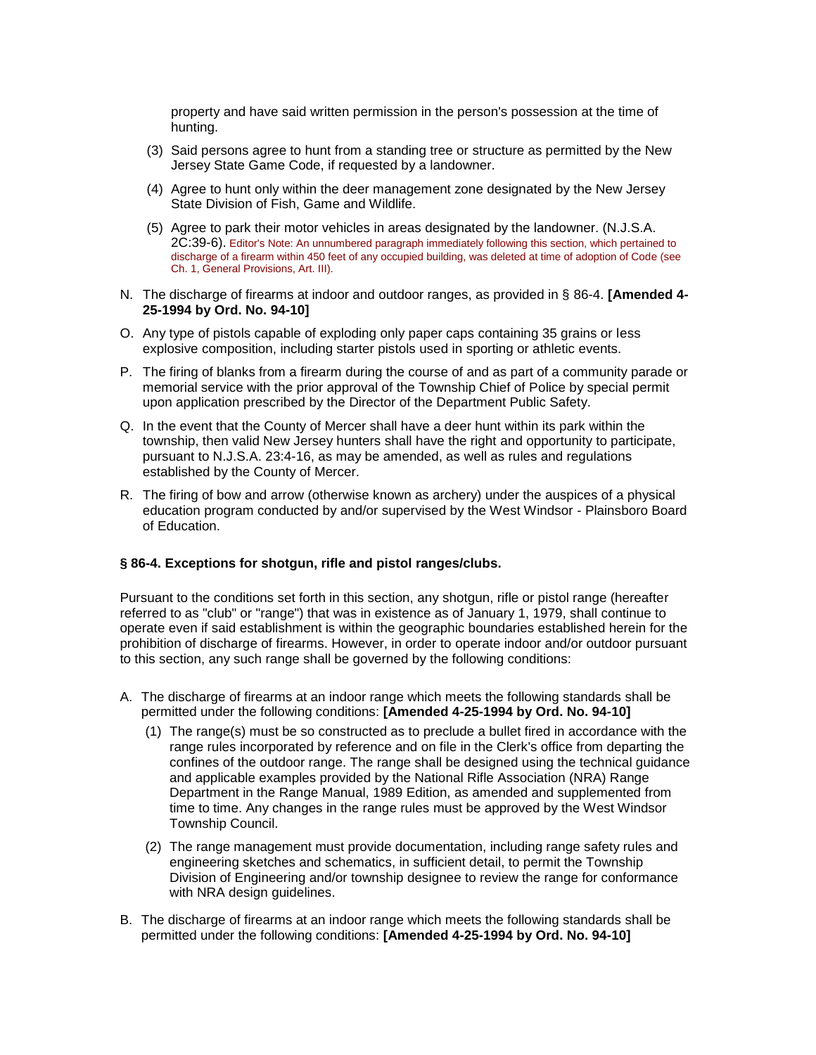property and have said written permission in the person's possession at the time of hunting.

(3) Said persons agree to hunt from a standing tree or structure as permitted by the New Jersey State Game Code, if requested by a landowner.

(4) Agree to hunt only within the deer management zone designated by the New Jersey State Division of Fish, Game and Wildlife.

(5) Agree to park their motor vehicles in areas designated by the landowner. (N.J.S.A. 2C:39-6). Editor's Note: An unnumbered paragraph immediately following this section, which pertained to discharge of a firearm within 450 feet of any occupied building, was deleted at time of adoption of Code (see Ch. 1, General Provisions, Art. III).

N. The discharge of firearms at indoor and outdoor ranges, as provided in § 86-4. **[Amended 4-25-1994 by Ord. No. 94-10]**

O. Any type of pistols capable of exploding only paper caps containing 35 grains or less explosive composition, including starter pistols used in sporting or athletic events.

P. The firing of blanks from a firearm during the course of and as part of a community parade or memorial service with the prior approval of the Township Chief of Police by special permit upon application prescribed by the Director of the Department Public Safety.

Q. In the event that the County of Mercer shall have a deer hunt within its park within the township, then valid New Jersey hunters shall have the right and opportunity to participate, pursuant to N.J.S.A. 23:4-16, as may be amended, as well as rules and regulations established by the County of Mercer.

R. The firing of bow and arrow (otherwise known as archery) under the auspices of a physical education program conducted by and/or supervised by the West Windsor - Plainsboro Board of Education.

**§ 86-4. Exceptions for shotgun, rifle and pistol ranges/clubs.**

Pursuant to the conditions set forth in this section, any shotgun, rifle or pistol range (hereafter referred to as "club" or "range") that was in existence as of January 1, 1979, shall continue to operate even if said establishment is within the geographic boundaries established herein for the prohibition of discharge of firearms. However, in order to operate indoor and/or outdoor pursuant to this section, any such range shall be governed by the following conditions:

A. The discharge of firearms at an indoor range which meets the following standards shall be permitted under the following conditions: **[Amended 4-25-1994 by Ord. No. 94-10]**

(1) The range(s) must be so constructed as to preclude a bullet fired in accordance with the range rules incorporated by reference and on file in the Clerk's office from departing the confines of the outdoor range. The range shall be designed using the technical guidance and applicable examples provided by the National Rifle Association (NRA) Range Department in the Range Manual, 1989 Edition, as amended and supplemented from time to time. Any changes in the range rules must be approved by the West Windsor Township Council.

(2) The range management must provide documentation, including range safety rules and engineering sketches and schematics, in sufficient detail, to permit the Township Division of Engineering and/or township designee to review the range for conformance with NRA design guidelines.

B. The discharge of firearms at an indoor range which meets the following standards shall be permitted under the following conditions: **[Amended 4-25-1994 by Ord. No. 94-10]**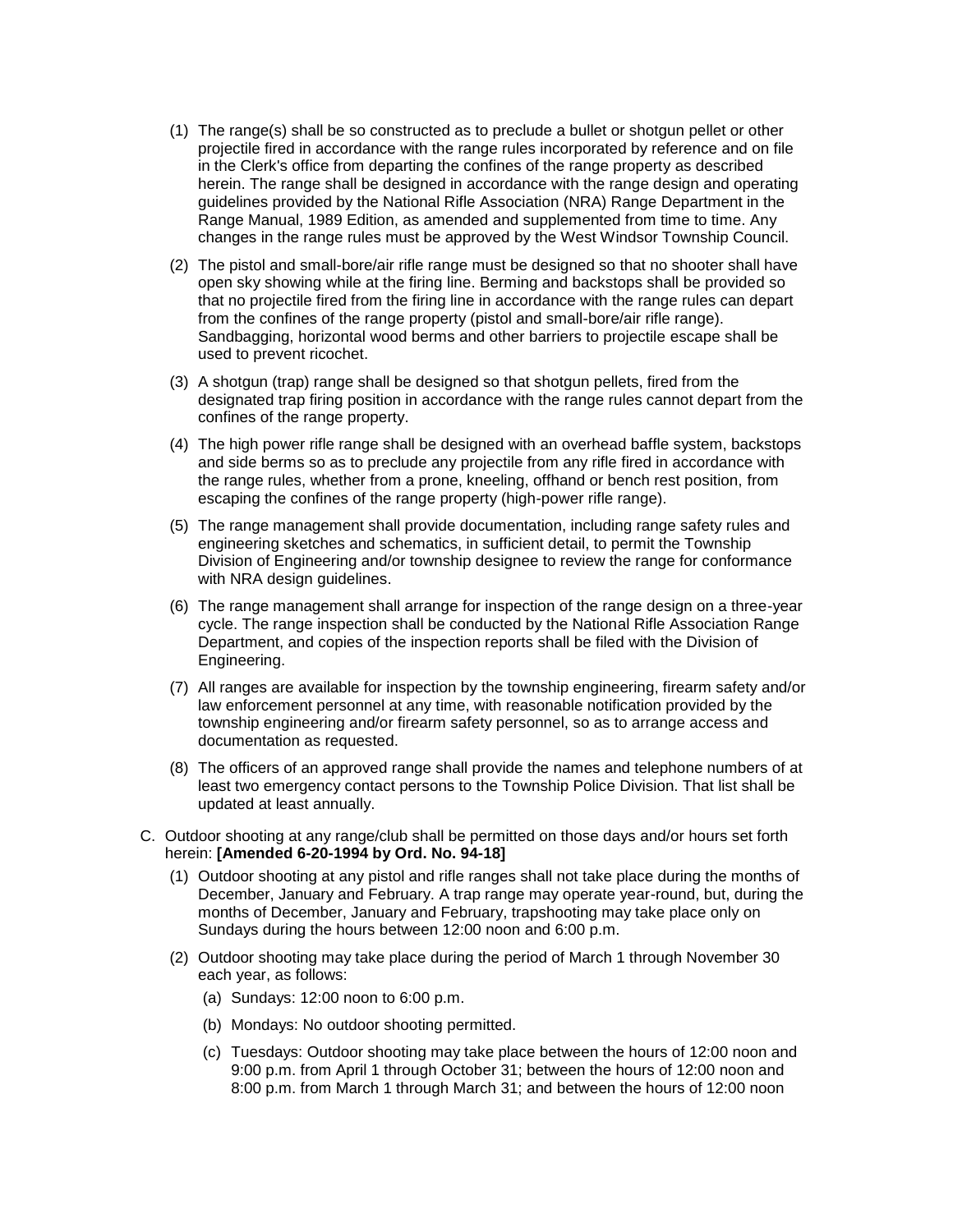(1) The range(s) shall be so constructed as to preclude a bullet or shotgun pellet or other projectile fired in accordance with the range rules incorporated by reference and on file in the Clerk's office from departing the confines of the range property as described herein. The range shall be designed in accordance with the range design and operating guidelines provided by the National Rifle Association (NRA) Range Department in the Range Manual, 1989 Edition, as amended and supplemented from time to time. Any changes in the range rules must be approved by the West Windsor Township Council.

(2) The pistol and small-bore/air rifle range must be designed so that no shooter shall have open sky showing while at the firing line. Berming and backstops shall be provided so that no projectile fired from the firing line in accordance with the range rules can depart from the confines of the range property (pistol and small-bore/air rifle range). Sandbagging, horizontal wood berms and other barriers to projectile escape shall be used to prevent ricochet.

(3) A shotgun (trap) range shall be designed so that shotgun pellets, fired from the designated trap firing position in accordance with the range rules cannot depart from the confines of the range property.

(4) The high power rifle range shall be designed with an overhead baffle system, backstops and side berms so as to preclude any projectile from any rifle fired in accordance with the range rules, whether from a prone, kneeling, offhand or bench rest position, from escaping the confines of the range property (high-power rifle range).

(5) The range management shall provide documentation, including range safety rules and engineering sketches and schematics, in sufficient detail, to permit the Township Division of Engineering and/or township designee to review the range for conformance with NRA design guidelines.

(6) The range management shall arrange for inspection of the range design on a three-year cycle. The range inspection shall be conducted by the National Rifle Association Range Department, and copies of the inspection reports shall be filed with the Division of Engineering.

(7) All ranges are available for inspection by the township engineering, firearm safety and/or law enforcement personnel at any time, with reasonable notification provided by the township engineering and/or firearm safety personnel, so as to arrange access and documentation as requested.

(8) The officers of an approved range shall provide the names and telephone numbers of at least two emergency contact persons to the Township Police Division. That list shall be updated at least annually.

C. Outdoor shooting at any range/club shall be permitted on those days and/or hours set forth herein: **[Amended 6-20-1994 by Ord. No. 94-18]**

(1) Outdoor shooting at any pistol and rifle ranges shall not take place during the months of December, January and February. A trap range may operate year-round, but, during the months of December, January and February, trapshooting may take place only on Sundays during the hours between 12:00 noon and 6:00 p.m.

(2) Outdoor shooting may take place during the period of March 1 through November 30 each year, as follows:

(a) Sundays: 12:00 noon to 6:00 p.m.

(b) Mondays: No outdoor shooting permitted.

(c) Tuesdays: Outdoor shooting may take place between the hours of 12:00 noon and 9:00 p.m. from April 1 through October 31; between the hours of 12:00 noon and 8:00 p.m. from March 1 through March 31; and between the hours of 12:00 noon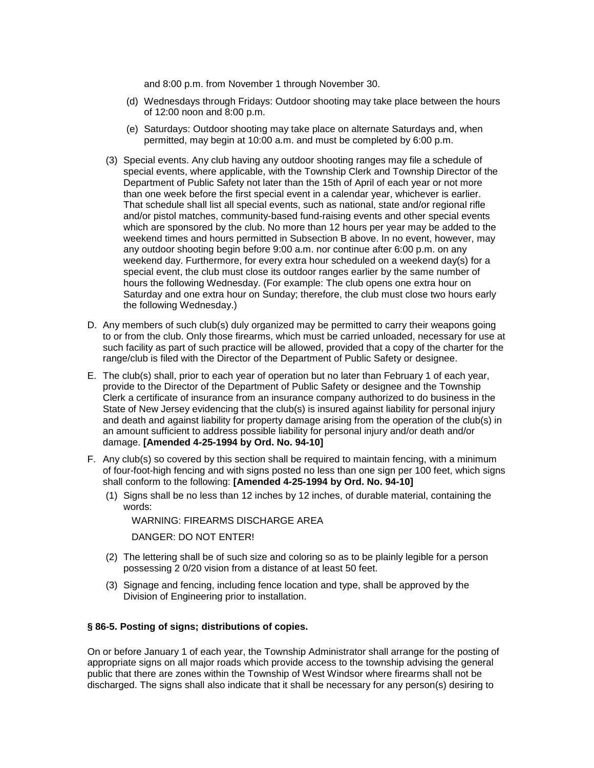and 8:00 p.m. from November 1 through November 30.

(d) Wednesdays through Fridays: Outdoor shooting may take place between the hours of 12:00 noon and 8:00 p.m.

(e) Saturdays: Outdoor shooting may take place on alternate Saturdays and, when permitted, may begin at 10:00 a.m. and must be completed by 6:00 p.m.

(3) Special events. Any club having any outdoor shooting ranges may file a schedule of special events, where applicable, with the Township Clerk and Township Director of the Department of Public Safety not later than the 15th of April of each year or not more than one week before the first special event in a calendar year, whichever is earlier. That schedule shall list all special events, such as national, state and/or regional rifle and/or pistol matches, community-based fund-raising events and other special events which are sponsored by the club. No more than 12 hours per year may be added to the weekend times and hours permitted in Subsection B above. In no event, however, may any outdoor shooting begin before 9:00 a.m. nor continue after 6:00 p.m. on any weekend day. Furthermore, for every extra hour scheduled on a weekend day(s) for a special event, the club must close its outdoor ranges earlier by the same number of hours the following Wednesday. (For example: The club opens one extra hour on Saturday and one extra hour on Sunday; therefore, the club must close two hours early the following Wednesday.)

D. Any members of such club(s) duly organized may be permitted to carry their weapons going to or from the club. Only those firearms, which must be carried unloaded, necessary for use at such facility as part of such practice will be allowed, provided that a copy of the charter for the range/club is filed with the Director of the Department of Public Safety or designee.

E. The club(s) shall, prior to each year of operation but no later than February 1 of each year, provide to the Director of the Department of Public Safety or designee and the Township Clerk a certificate of insurance from an insurance company authorized to do business in the State of New Jersey evidencing that the club(s) is insured against liability for personal injury and death and against liability for property damage arising from the operation of the club(s) in an amount sufficient to address possible liability for personal injury and/or death and/or damage. **[Amended 4-25-1994 by Ord. No. 94-10]**

F. Any club(s) so covered by this section shall be required to maintain fencing, with a minimum of four-foot-high fencing and with signs posted no less than one sign per 100 feet, which signs shall conform to the following: **[Amended 4-25-1994 by Ord. No. 94-10]**

(1) Signs shall be no less than 12 inches by 12 inches, of durable material, containing the words:

WARNING: FIREARMS DISCHARGE AREA

DANGER: DO NOT ENTER!

(2) The lettering shall be of such size and coloring so as to be plainly legible for a person possessing 2 0/20 vision from a distance of at least 50 feet.

(3) Signage and fencing, including fence location and type, shall be approved by the Division of Engineering prior to installation.

### § 86-5. Posting of signs; distributions of copies.

On or before January 1 of each year, the Township Administrator shall arrange for the posting of appropriate signs on all major roads which provide access to the township advising the general public that there are zones within the Township of West Windsor where firearms shall not be discharged. The signs shall also indicate that it shall be necessary for any person(s) desiring to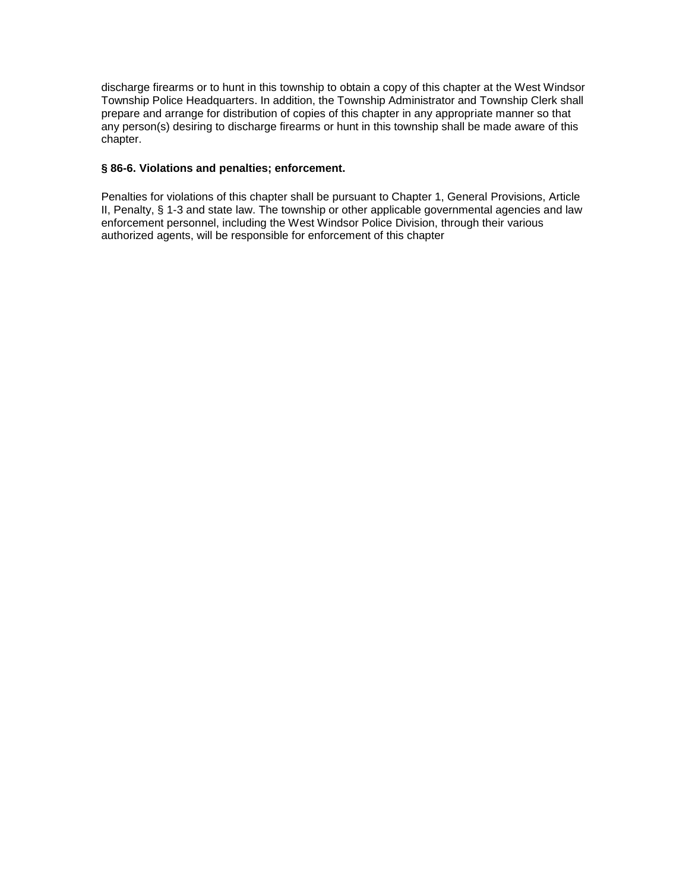discharge firearms or to hunt in this township to obtain a copy of this chapter at the West Windsor Township Police Headquarters. In addition, the Township Administrator and Township Clerk shall prepare and arrange for distribution of copies of this chapter in any appropriate manner so that any person(s) desiring to discharge firearms or hunt in this township shall be made aware of this chapter.

**§ 86-6. Violations and penalties; enforcement.**

Penalties for violations of this chapter shall be pursuant to Chapter 1, General Provisions, Article II, Penalty, § 1-3 and state law. The township or other applicable governmental agencies and law enforcement personnel, including the West Windsor Police Division, through their various authorized agents, will be responsible for enforcement of this chapter